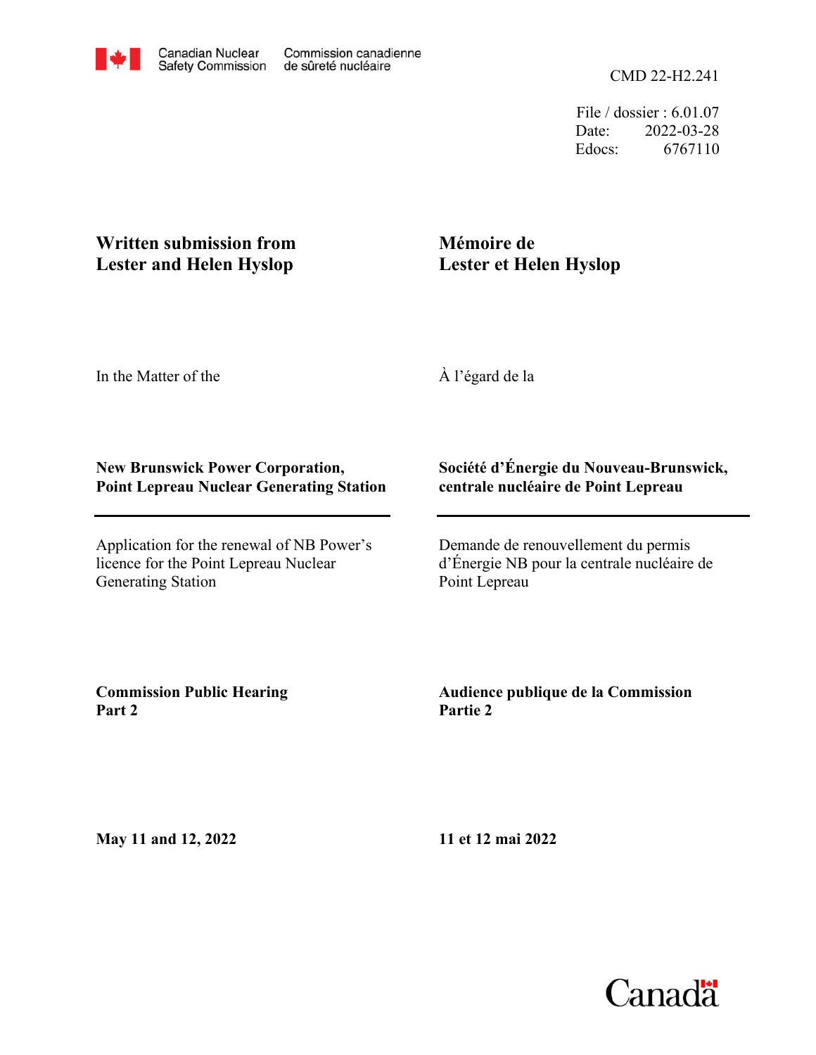Canadian Nuclear Safety Commission / Commission canadienne de sûreté nucléaire

CMD 22-H2.241

File / dossier : 6.01.07
Date: 2022-03-28
Edocs: 6767110

**Written submission from Lester and Helen Hyslop**

**Mémoire de Lester et Helen Hyslop**

In the Matter of the

À l'égard de la

**New Brunswick Power Corporation, Point Lepreau Nuclear Generating Station**

**Société d'Énergie du Nouveau-Brunswick, centrale nucléaire de Point Lepreau**

---

Application for the renewal of NB Power's licence for the Point Lepreau Nuclear Generating Station

Demande de renouvellement du permis d'Énergie NB pour la centrale nucléaire de Point Lepreau

**Commission Public Hearing Part 2**

**Audience publique de la Commission Partie 2**

**May 11 and 12, 2022**

**11 et 12 mai 2022**

Canada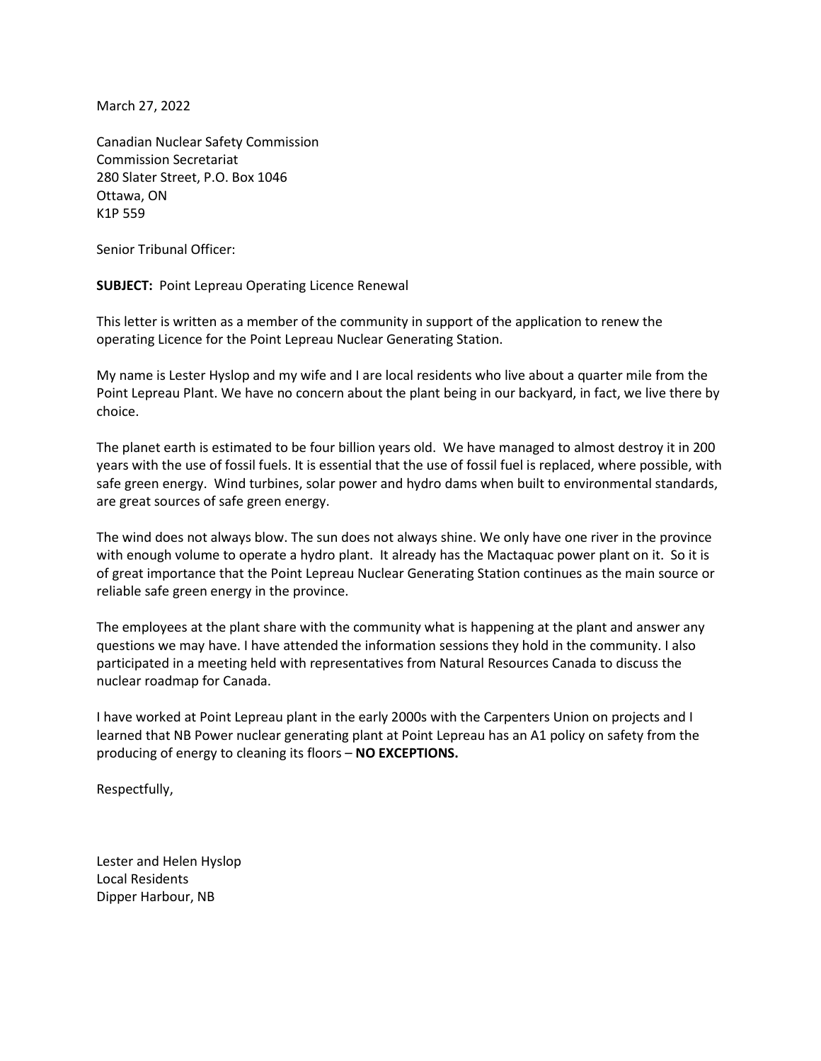March 27, 2022

Canadian Nuclear Safety Commission
Commission Secretariat
280 Slater Street, P.O. Box 1046
Ottawa, ON
K1P 559

Senior Tribunal Officer:

**SUBJECT:** Point Lepreau Operating Licence Renewal

This letter is written as a member of the community in support of the application to renew the operating Licence for the Point Lepreau Nuclear Generating Station.

My name is Lester Hyslop and my wife and I are local residents who live about a quarter mile from the Point Lepreau Plant. We have no concern about the plant being in our backyard, in fact, we live there by choice.

The planet earth is estimated to be four billion years old. We have managed to almost destroy it in 200 years with the use of fossil fuels. It is essential that the use of fossil fuel is replaced, where possible, with safe green energy. Wind turbines, solar power and hydro dams when built to environmental standards, are great sources of safe green energy.

The wind does not always blow. The sun does not always shine. We only have one river in the province with enough volume to operate a hydro plant. It already has the Mactaquac power plant on it. So it is of great importance that the Point Lepreau Nuclear Generating Station continues as the main source or reliable safe green energy in the province.

The employees at the plant share with the community what is happening at the plant and answer any questions we may have. I have attended the information sessions they hold in the community. I also participated in a meeting held with representatives from Natural Resources Canada to discuss the nuclear roadmap for Canada.

I have worked at Point Lepreau plant in the early 2000s with the Carpenters Union on projects and I learned that NB Power nuclear generating plant at Point Lepreau has an A1 policy on safety from the producing of energy to cleaning its floors – **NO EXCEPTIONS.**

Respectfully,

Lester and Helen Hyslop
Local Residents
Dipper Harbour, NB